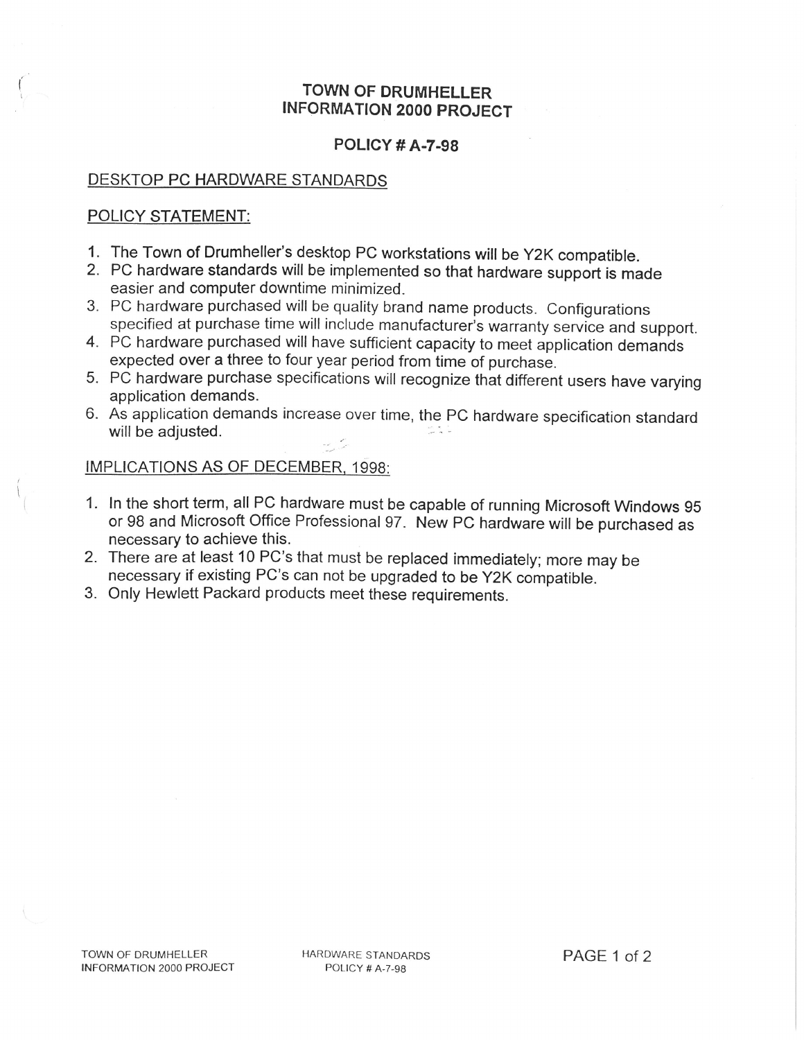# TOWN OF DRUMHELLER
# INFORMATION 2000 PROJECT

## POLICY # A-7-98

### DESKTOP PC HARDWARE STANDARDS

### POLICY STATEMENT:

1. The Town of Drumheller's desktop PC workstations will be Y2K compatible.
2. PC hardware standards will be implemented so that hardware support is made easier and computer downtime minimized.
3. PC hardware purchased will be quality brand name products. Configurations specified at purchase time will include manufacturer's warranty service and support.
4. PC hardware purchased will have sufficient capacity to meet application demands expected over a three to four year period from time of purchase.
5. PC hardware purchase specifications will recognize that different users have varying application demands.
6. As application demands increase over time, the PC hardware specification standard will be adjusted.

### IMPLICATIONS AS OF DECEMBER, 1998:

1. In the short term, all PC hardware must be capable of running Microsoft Windows 95 or 98 and Microsoft Office Professional 97. New PC hardware will be purchased as necessary to achieve this.
2. There are at least 10 PC's that must be replaced immediately; more may be necessary if existing PC's can not be upgraded to be Y2K compatible.
3. Only Hewlett Packard products meet these requirements.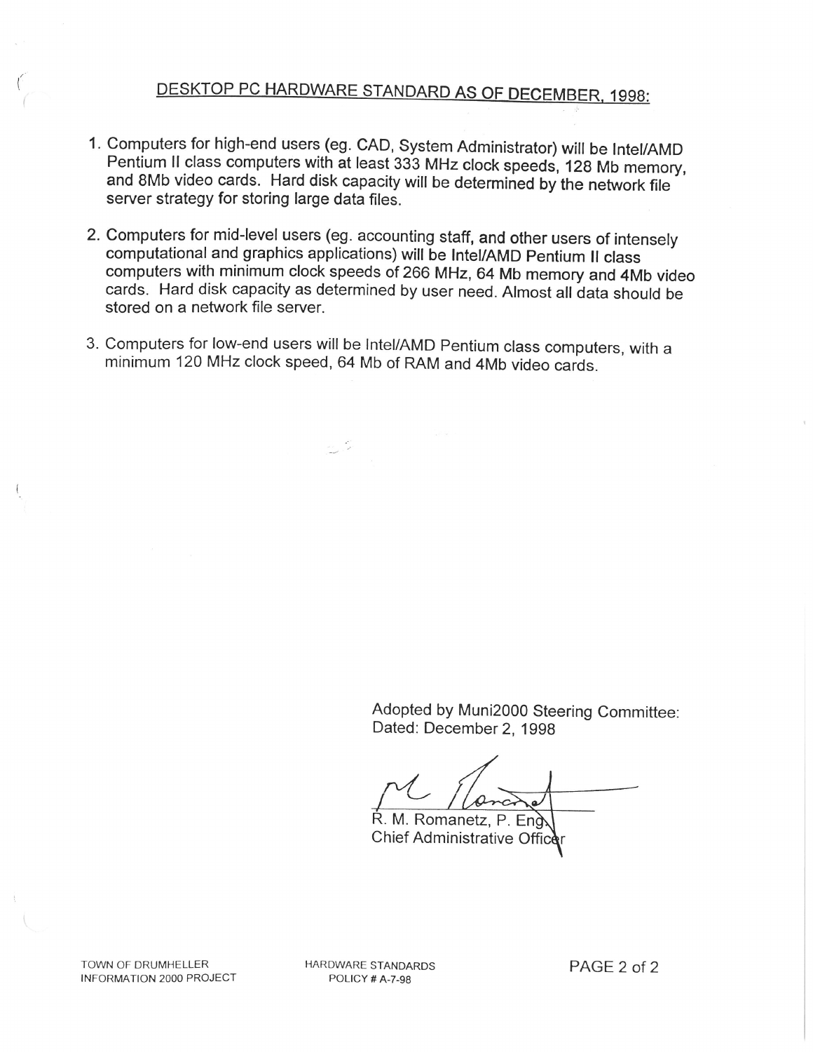## DESKTOP PC HARDWARE STANDARD AS OF DECEMBER, 1998:

1. Computers for high-end users (eg. CAD, System Administrator) will be Intel/AMD Pentium II class computers with at least 333 MHz clock speeds, 128 Mb memory, and 8Mb video cards. Hard disk capacity will be determined by the network file server strategy for storing large data files.

2. Computers for mid-level users (eg. accounting staff, and other users of intensely computational and graphics applications) will be Intel/AMD Pentium II class computers with minimum clock speeds of 266 MHz, 64 Mb memory and 4Mb video cards. Hard disk capacity as determined by user need. Almost all data should be stored on a network file server.

3. Computers for low-end users will be Intel/AMD Pentium class computers, with a minimum 120 MHz clock speed, 64 Mb of RAM and 4Mb video cards.

Adopted by Muni2000 Steering Committee:
Dated: December 2, 1998

R. M. Romanetz, P. Eng.
Chief Administrative Officer

TOWN OF DRUMHELLER
INFORMATION 2000 PROJECT

HARDWARE STANDARDS
POLICY # A-7-98